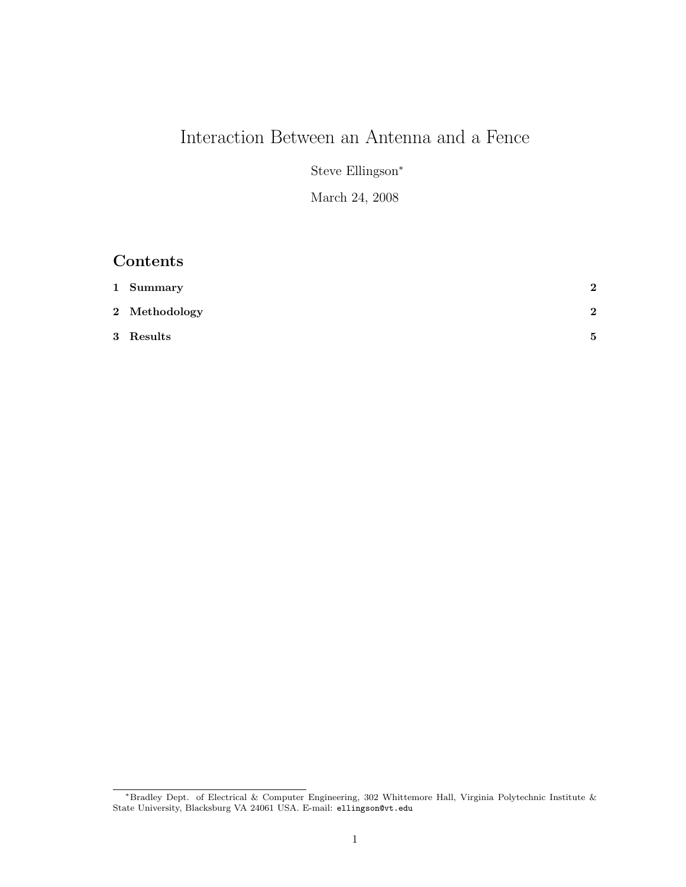# Interaction Between an Antenna and a Fence

Steve Ellingson[*]

March 24, 2008

## Contents

| | |
|---|---|
| **1 Summary** | **2** |
| **2 Methodology** | **2** |
| **3 Results** | **5** |

[*]Bradley Dept. of Electrical & Computer Engineering, 302 Whittemore Hall, Virginia Polytechnic Institute & State University, Blacksburg VA 24061 USA. E-mail: `ellingson@vt.edu`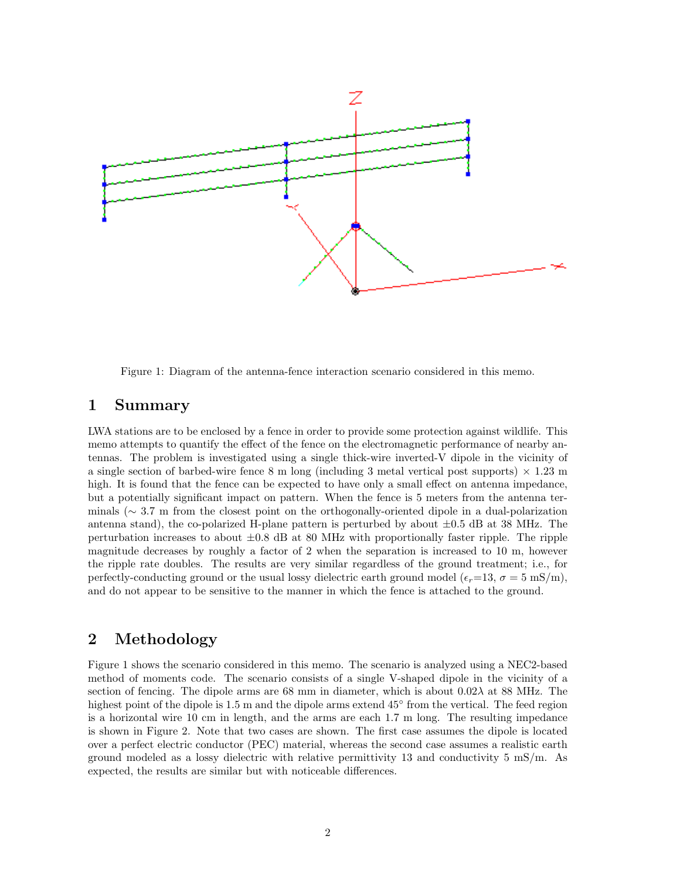Figure 1: Diagram of the antenna-fence interaction scenario considered in this memo.

## 1 Summary

LWA stations are to be enclosed by a fence in order to provide some protection against wildlife. This memo attempts to quantify the effect of the fence on the electromagnetic performance of nearby antennas. The problem is investigated using a single thick-wire inverted-V dipole in the vicinity of a single section of barbed-wire fence 8 m long (including 3 metal vertical post supports) × 1.23 m high. It is found that the fence can be expected to have only a small effect on antenna impedance, but a potentially significant impact on pattern. When the fence is 5 meters from the antenna terminals (∼ 3.7 m from the closest point on the orthogonally-oriented dipole in a dual-polarization antenna stand), the co-polarized H-plane pattern is perturbed by about ±0.5 dB at 38 MHz. The perturbation increases to about ±0.8 dB at 80 MHz with proportionally faster ripple. The ripple magnitude decreases by roughly a factor of 2 when the separation is increased to 10 m, however the ripple rate doubles. The results are very similar regardless of the ground treatment; i.e., for perfectly-conducting ground or the usual lossy dielectric earth ground model ($\epsilon_r$=13, $\sigma$ = 5 mS/m), and do not appear to be sensitive to the manner in which the fence is attached to the ground.

## 2 Methodology

Figure 1 shows the scenario considered in this memo. The scenario is analyzed using a NEC2-based method of moments code. The scenario consists of a single V-shaped dipole in the vicinity of a section of fencing. The dipole arms are 68 mm in diameter, which is about $0.02\lambda$ at 88 MHz. The highest point of the dipole is 1.5 m and the dipole arms extend 45° from the vertical. The feed region is a horizontal wire 10 cm in length, and the arms are each 1.7 m long. The resulting impedance is shown in Figure 2. Note that two cases are shown. The first case assumes the dipole is located over a perfect electric conductor (PEC) material, whereas the second case assumes a realistic earth ground modeled as a lossy dielectric with relative permittivity 13 and conductivity 5 mS/m. As expected, the results are similar but with noticeable differences.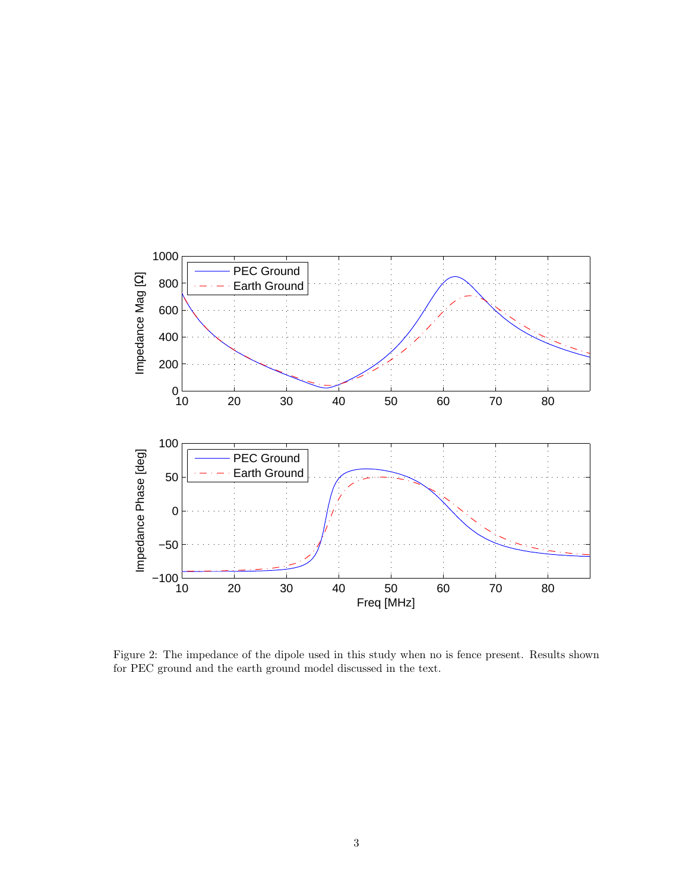Figure 2: The impedance of the dipole used in this study when no is fence present. Results shown for PEC ground and the earth ground model discussed in the text.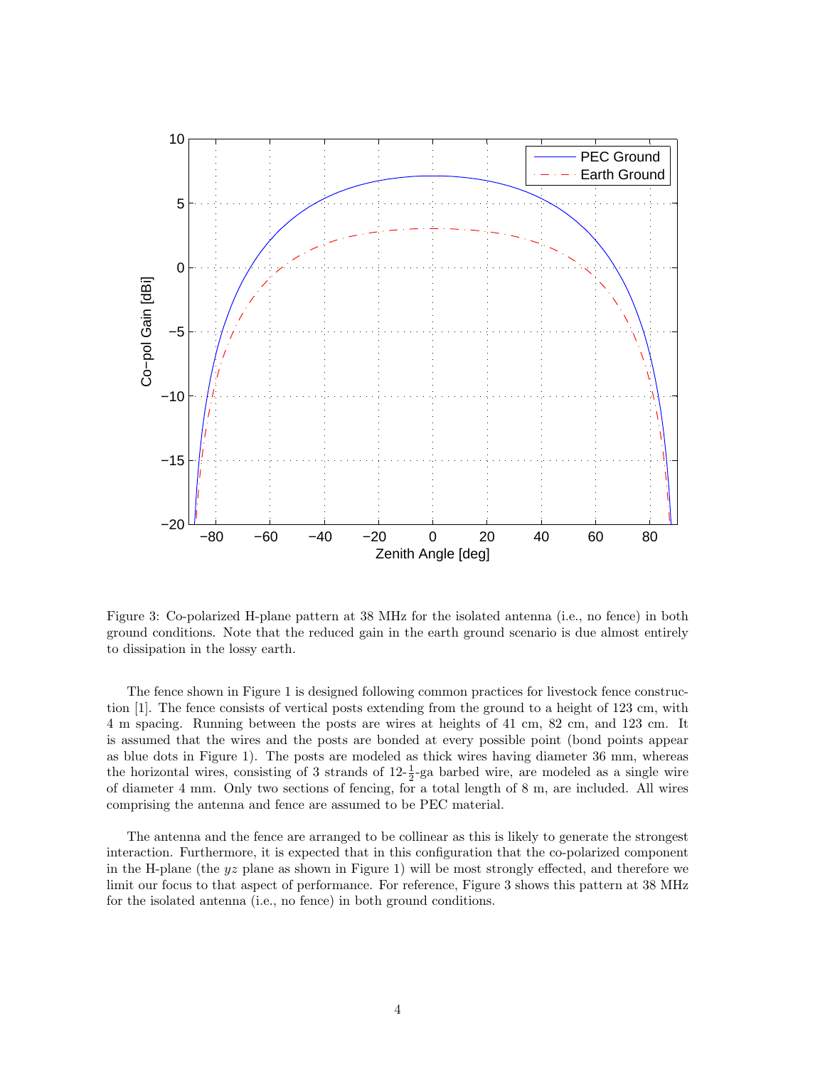Figure 3: Co-polarized H-plane pattern at 38 MHz for the isolated antenna (i.e., no fence) in both ground conditions. Note that the reduced gain in the earth ground scenario is due almost entirely to dissipation in the lossy earth.

The fence shown in Figure 1 is designed following common practices for livestock fence construction [1]. The fence consists of vertical posts extending from the ground to a height of 123 cm, with 4 m spacing. Running between the posts are wires at heights of 41 cm, 82 cm, and 123 cm. It is assumed that the wires and the posts are bonded at every possible point (bond points appear as blue dots in Figure 1). The posts are modeled as thick wires having diameter 36 mm, whereas the horizontal wires, consisting of 3 strands of 12-$\frac{1}{2}$-ga barbed wire, are modeled as a single wire of diameter 4 mm. Only two sections of fencing, for a total length of 8 m, are included. All wires comprising the antenna and fence are assumed to be PEC material.

The antenna and the fence are arranged to be collinear as this is likely to generate the strongest interaction. Furthermore, it is expected that in this configuration that the co-polarized component in the H-plane (the $yz$ plane as shown in Figure 1) will be most strongly effected, and therefore we limit our focus to that aspect of performance. For reference, Figure 3 shows this pattern at 38 MHz for the isolated antenna (i.e., no fence) in both ground conditions.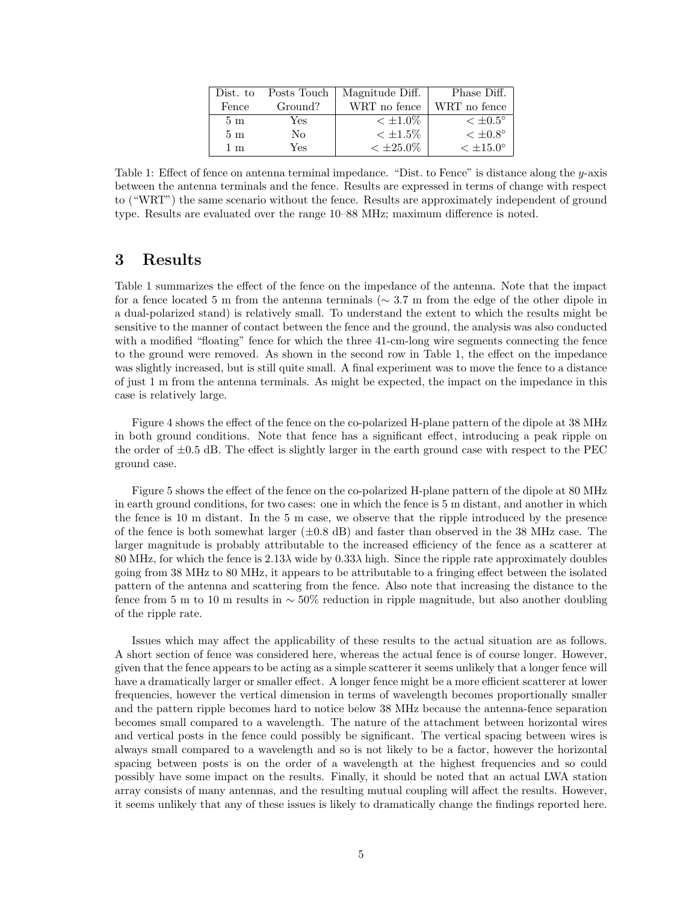| Dist. to Fence | Posts Touch Ground? | Magnitude Diff. WRT no fence | Phase Diff. WRT no fence |
|---|---|---|---|
| 5 m | Yes | $< \pm 1.0\%$ | $< \pm 0.5^\circ$ |
| 5 m | No | $< \pm 1.5\%$ | $< \pm 0.8^\circ$ |
| 1 m | Yes | $< \pm 25.0\%$ | $< \pm 15.0^\circ$ |

Table 1: Effect of fence on antenna terminal impedance. "Dist. to Fence" is distance along the $y$-axis between the antenna terminals and the fence. Results are expressed in terms of change with respect to ("WRT") the same scenario without the fence. Results are approximately independent of ground type. Results are evaluated over the range 10–88 MHz; maximum difference is noted.

# 3 Results

Table 1 summarizes the effect of the fence on the impedance of the antenna. Note that the impact for a fence located 5 m from the antenna terminals ($\sim$ 3.7 m from the edge of the other dipole in a dual-polarized stand) is relatively small. To understand the extent to which the results might be sensitive to the manner of contact between the fence and the ground, the analysis was also conducted with a modified "floating" fence for which the three 41-cm-long wire segments connecting the fence to the ground were removed. As shown in the second row in Table 1, the effect on the impedance was slightly increased, but is still quite small. A final experiment was to move the fence to a distance of just 1 m from the antenna terminals. As might be expected, the impact on the impedance in this case is relatively large.

Figure 4 shows the effect of the fence on the co-polarized H-plane pattern of the dipole at 38 MHz in both ground conditions. Note that fence has a significant effect, introducing a peak ripple on the order of $\pm 0.5$ dB. The effect is slightly larger in the earth ground case with respect to the PEC ground case.

Figure 5 shows the effect of the fence on the co-polarized H-plane pattern of the dipole at 80 MHz in earth ground conditions, for two cases: one in which the fence is 5 m distant, and another in which the fence is 10 m distant. In the 5 m case, we observe that the ripple introduced by the presence of the fence is both somewhat larger ($\pm 0.8$ dB) and faster than observed in the 38 MHz case. The larger magnitude is probably attributable to the increased efficiency of the fence as a scatterer at 80 MHz, for which the fence is $2.13\lambda$ wide by $0.33\lambda$ high. Since the ripple rate approximately doubles going from 38 MHz to 80 MHz, it appears to be attributable to a fringing effect between the isolated pattern of the antenna and scattering from the fence. Also note that increasing the distance to the fence from 5 m to 10 m results in $\sim$ 50% reduction in ripple magnitude, but also another doubling of the ripple rate.

Issues which may affect the applicability of these results to the actual situation are as follows. A short section of fence was considered here, whereas the actual fence is of course longer. However, given that the fence appears to be acting as a simple scatterer it seems unlikely that a longer fence will have a dramatically larger or smaller effect. A longer fence might be a more efficient scatterer at lower frequencies, however the vertical dimension in terms of wavelength becomes proportionally smaller and the pattern ripple becomes hard to notice below 38 MHz because the antenna-fence separation becomes small compared to a wavelength. The nature of the attachment between horizontal wires and vertical posts in the fence could possibly be significant. The vertical spacing between wires is always small compared to a wavelength and so is not likely to be a factor, however the horizontal spacing between posts is on the order of a wavelength at the highest frequencies and so could possibly have some impact on the results. Finally, it should be noted that an actual LWA station array consists of many antennas, and the resulting mutual coupling will affect the results. However, it seems unlikely that any of these issues is likely to dramatically change the findings reported here.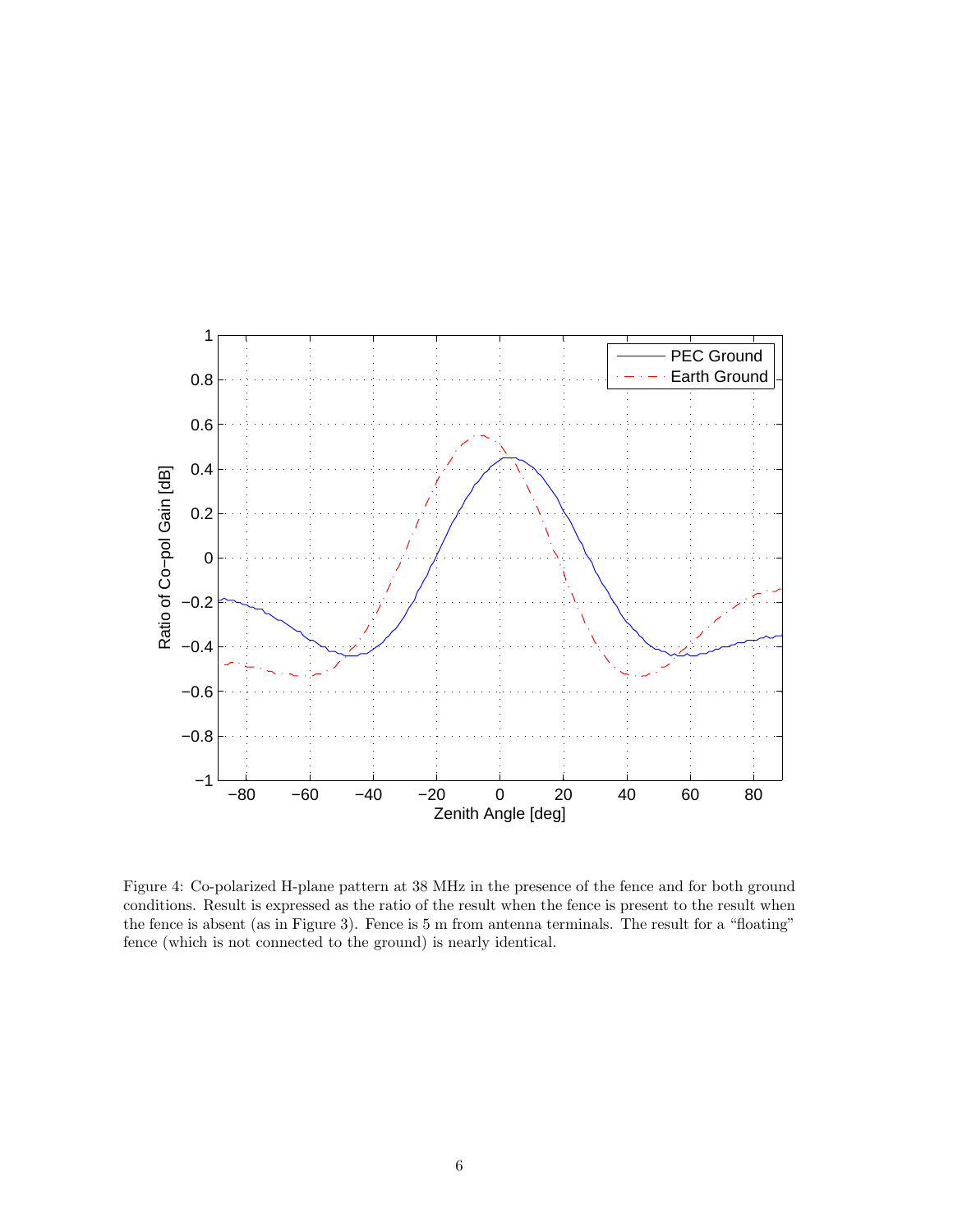Figure 4: Co-polarized H-plane pattern at 38 MHz in the presence of the fence and for both ground conditions. Result is expressed as the ratio of the result when the fence is present to the result when the fence is absent (as in Figure 3). Fence is 5 m from antenna terminals. The result for a "floating" fence (which is not connected to the ground) is nearly identical.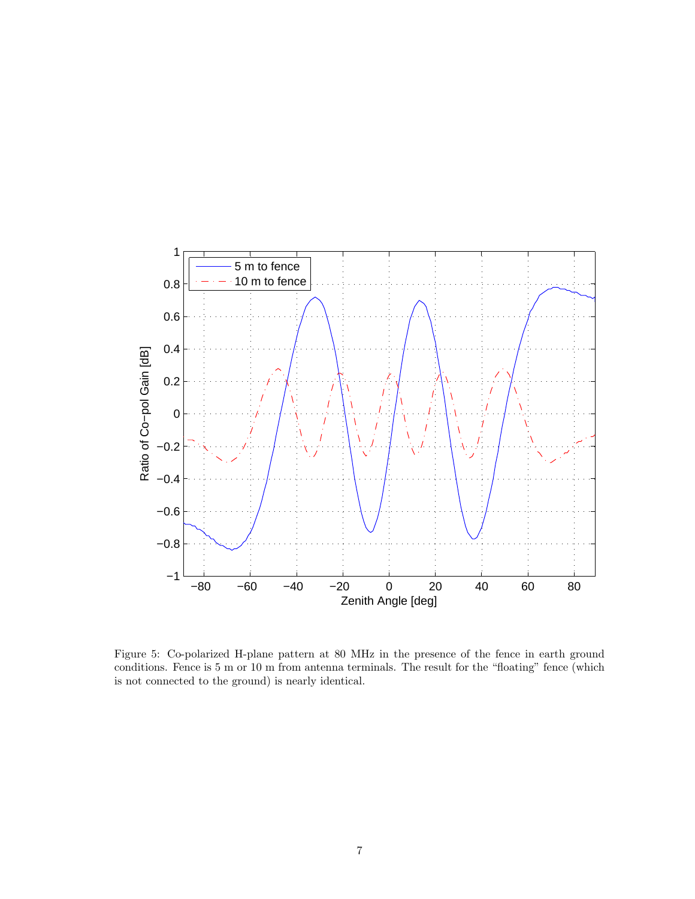Figure 5: Co-polarized H-plane pattern at 80 MHz in the presence of the fence in earth ground conditions. Fence is 5 m or 10 m from antenna terminals. The result for the "floating" fence (which is not connected to the ground) is nearly identical.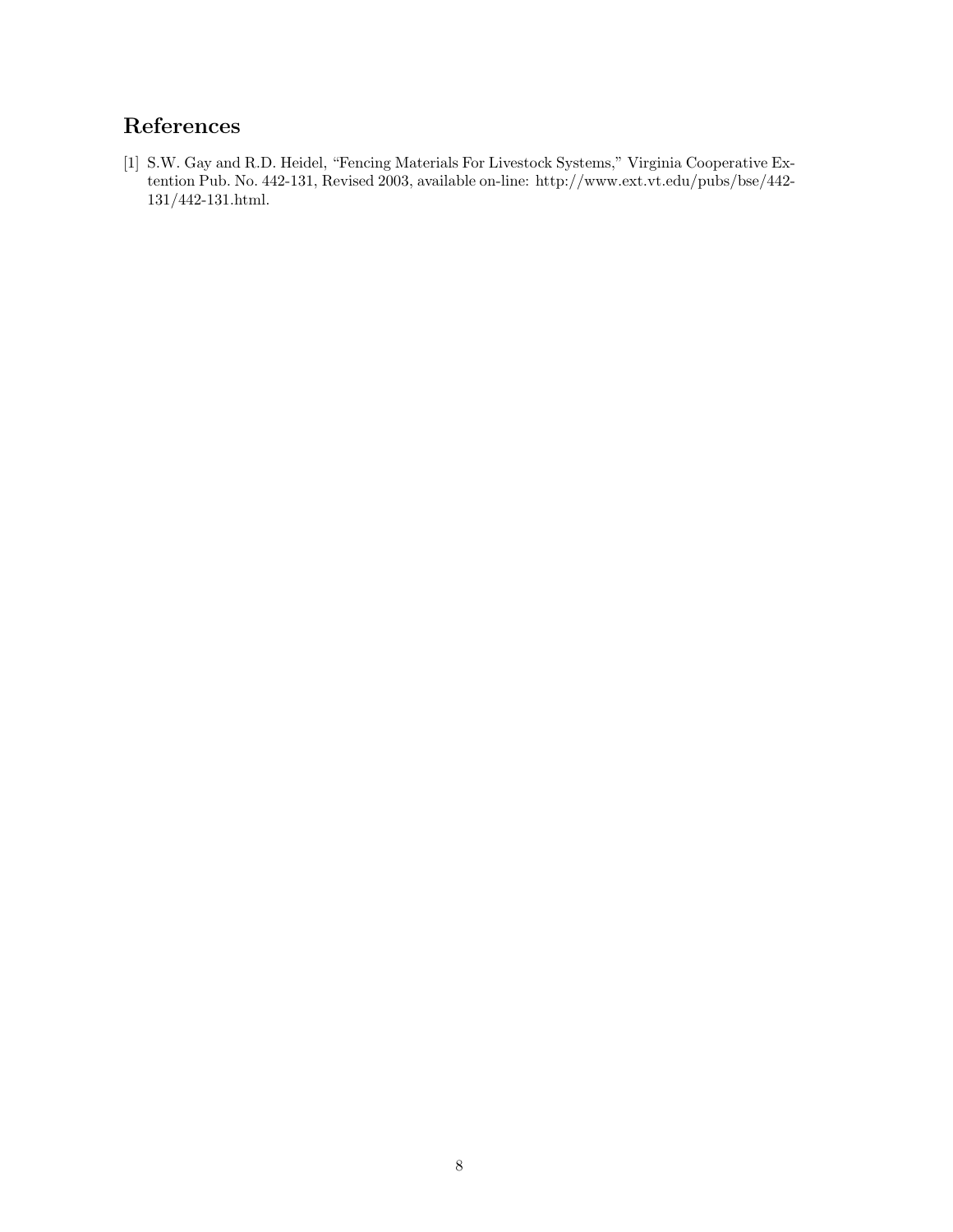## References

[1] S.W. Gay and R.D. Heidel, "Fencing Materials For Livestock Systems," Virginia Cooperative Extention Pub. No. 442-131, Revised 2003, available on-line: http://www.ext.vt.edu/pubs/bse/442-131/442-131.html.